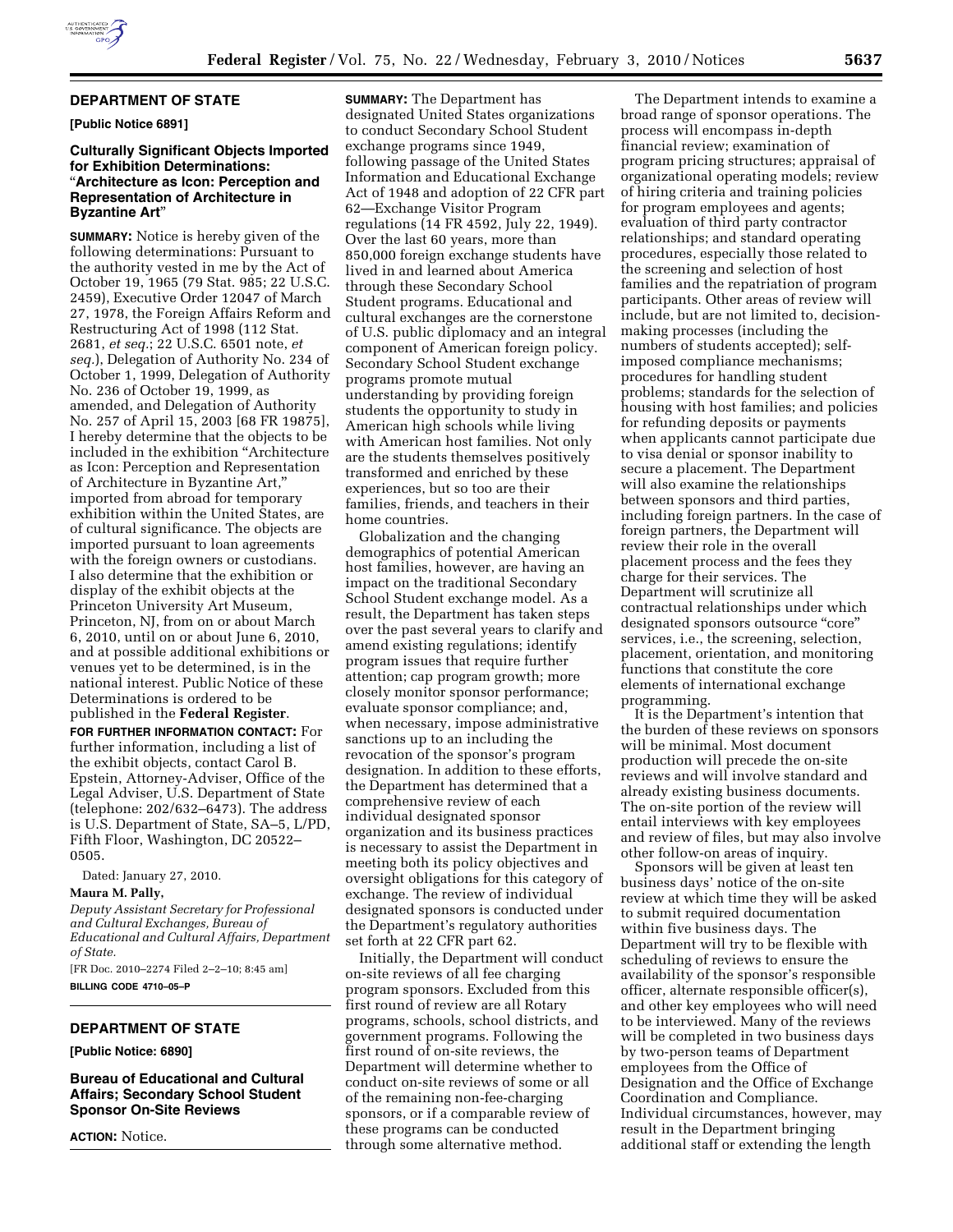## DEPARTMENT OF STATE

**[Public Notice 6891]**

### Culturally Significant Objects Imported for Exhibition Determinations: "Architecture as Icon: Perception and Representation of Architecture in Byzantine Art"

**SUMMARY:** Notice is hereby given of the following determinations: Pursuant to the authority vested in me by the Act of October 19, 1965 (79 Stat. 985; 22 U.S.C. 2459), Executive Order 12047 of March 27, 1978, the Foreign Affairs Reform and Restructuring Act of 1998 (112 Stat. 2681, *et seq.*; 22 U.S.C. 6501 note, *et seq.*), Delegation of Authority No. 234 of October 1, 1999, Delegation of Authority No. 236 of October 19, 1999, as amended, and Delegation of Authority No. 257 of April 15, 2003 [68 FR 19875], I hereby determine that the objects to be included in the exhibition "Architecture as Icon: Perception and Representation of Architecture in Byzantine Art," imported from abroad for temporary exhibition within the United States, are of cultural significance. The objects are imported pursuant to loan agreements with the foreign owners or custodians. I also determine that the exhibition or display of the exhibit objects at the Princeton University Art Museum, Princeton, NJ, from on or about March 6, 2010, until on or about June 6, 2010, and at possible additional exhibitions or venues yet to be determined, is in the national interest. Public Notice of these Determinations is ordered to be published in the **Federal Register**.

**FOR FURTHER INFORMATION CONTACT:** For further information, including a list of the exhibit objects, contact Carol B. Epstein, Attorney-Adviser, Office of the Legal Adviser, U.S. Department of State (telephone: 202/632–6473). The address is U.S. Department of State, SA–5, L/PD, Fifth Floor, Washington, DC 20522–0505.

Dated: January 27, 2010.

**Maura M. Pally,**

*Deputy Assistant Secretary for Professional and Cultural Exchanges, Bureau of Educational and Cultural Affairs, Department of State.*

[FR Doc. 2010–2274 Filed 2–2–10; 8:45 am]

**BILLING CODE 4710–05–P**

## DEPARTMENT OF STATE

**[Public Notice: 6890]**

### Bureau of Educational and Cultural Affairs; Secondary School Student Sponsor On-Site Reviews

**ACTION:** Notice.

**SUMMARY:** The Department has designated United States organizations to conduct Secondary School Student exchange programs since 1949, following passage of the United States Information and Educational Exchange Act of 1948 and adoption of 22 CFR part 62—Exchange Visitor Program regulations (14 FR 4592, July 22, 1949). Over the last 60 years, more than 850,000 foreign exchange students have lived in and learned about America through these Secondary School Student programs. Educational and cultural exchanges are the cornerstone of U.S. public diplomacy and an integral component of American foreign policy. Secondary School Student exchange programs promote mutual understanding by providing foreign students the opportunity to study in American high schools while living with American host families. Not only are the students themselves positively transformed and enriched by these experiences, but so too are their families, friends, and teachers in their home countries.

Globalization and the changing demographics of potential American host families, however, are having an impact on the traditional Secondary School Student exchange model. As a result, the Department has taken steps over the past several years to clarify and amend existing regulations; identify program issues that require further attention; cap program growth; more closely monitor sponsor performance; evaluate sponsor compliance; and, when necessary, impose administrative sanctions up to an including the revocation of the sponsor's program designation. In addition to these efforts, the Department has determined that a comprehensive review of each individual designated sponsor organization and its business practices is necessary to assist the Department in meeting both its policy objectives and oversight obligations for this category of exchange. The review of individual designated sponsors is conducted under the Department's regulatory authorities set forth at 22 CFR part 62.

Initially, the Department will conduct on-site reviews of all fee charging program sponsors. Excluded from this first round of review are all Rotary programs, schools, school districts, and government programs. Following the first round of on-site reviews, the Department will determine whether to conduct on-site reviews of some or all of the remaining non-fee-charging sponsors, or if a comparable review of these programs can be conducted through some alternative method.

The Department intends to examine a broad range of sponsor operations. The process will encompass in-depth financial review; examination of program pricing structures; appraisal of organizational operating models; review of hiring criteria and training policies for program employees and agents; evaluation of third party contractor relationships; and standard operating procedures, especially those related to the screening and selection of host families and the repatriation of program participants. Other areas of review will include, but are not limited to, decision-making processes (including the numbers of students accepted); self-imposed compliance mechanisms; procedures for handling student problems; standards for the selection of housing with host families; and policies for refunding deposits or payments when applicants cannot participate due to visa denial or sponsor inability to secure a placement. The Department will also examine the relationships between sponsors and third parties, including foreign partners. In the case of foreign partners, the Department will review their role in the overall placement process and the fees they charge for their services. The Department will scrutinize all contractual relationships under which designated sponsors outsource "core" services, i.e., the screening, selection, placement, orientation, and monitoring functions that constitute the core elements of international exchange programming.

It is the Department's intention that the burden of these reviews on sponsors will be minimal. Most document production will precede the on-site reviews and will involve standard and already existing business documents. The on-site portion of the review will entail interviews with key employees and review of files, but may also involve other follow-on areas of inquiry.

Sponsors will be given at least ten business days' notice of the on-site review at which time they will be asked to submit required documentation within five business days. The Department will try to be flexible with scheduling of reviews to ensure the availability of the sponsor's responsible officer, alternate responsible officer(s), and other key employees who will need to be interviewed. Many of the reviews will be completed in two business days by two-person teams of Department employees from the Office of Designation and the Office of Exchange Coordination and Compliance. Individual circumstances, however, may result in the Department bringing additional staff or extending the length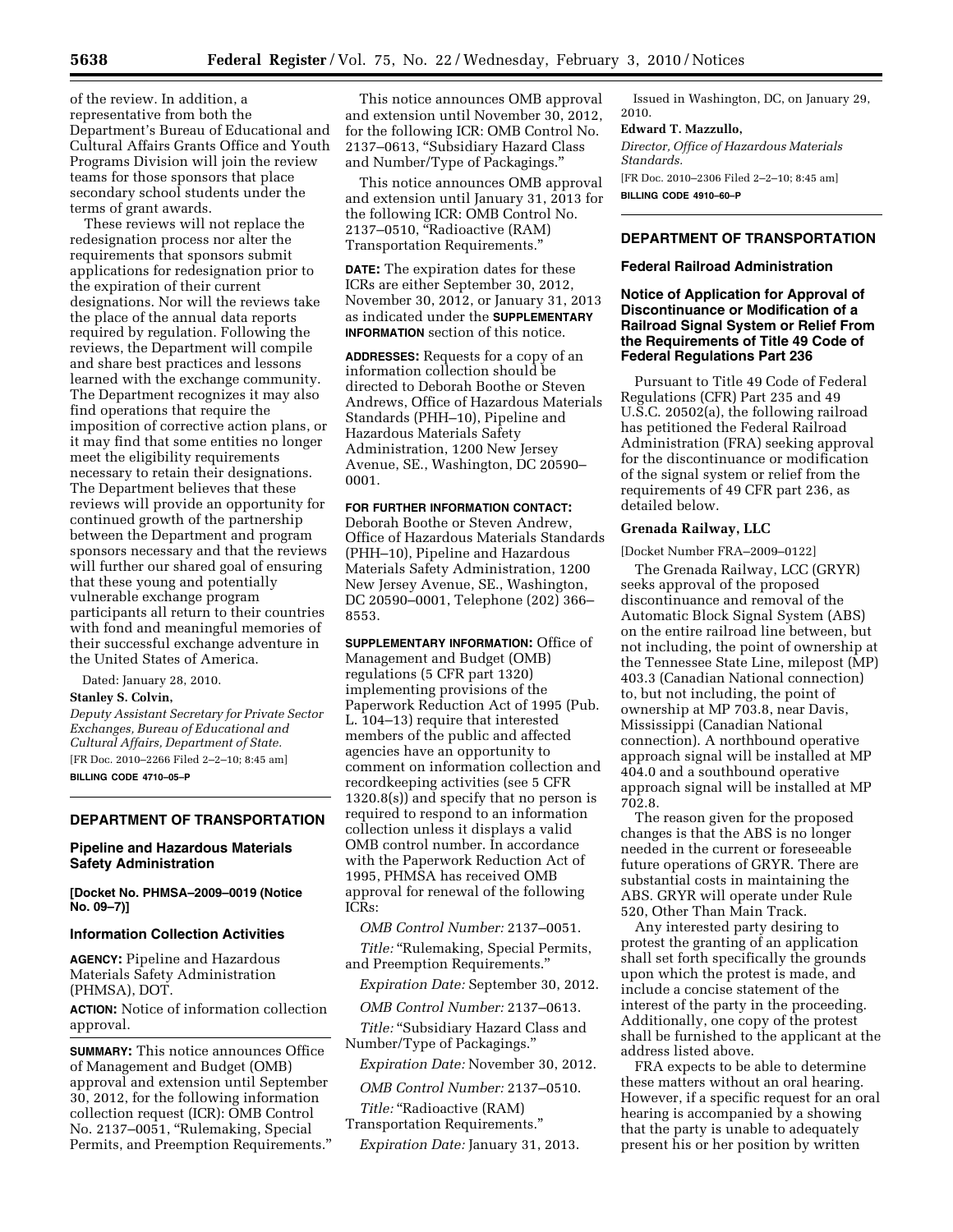of the review. In addition, a representative from both the Department's Bureau of Educational and Cultural Affairs Grants Office and Youth Programs Division will join the review teams for those sponsors that place secondary school students under the terms of grant awards.

These reviews will not replace the redesignation process nor alter the requirements that sponsors submit applications for redesignation prior to the expiration of their current designations. Nor will the reviews take the place of the annual data reports required by regulation. Following the reviews, the Department will compile and share best practices and lessons learned with the exchange community. The Department recognizes it may also find operations that require the imposition of corrective action plans, or it may find that some entities no longer meet the eligibility requirements necessary to retain their designations. The Department believes that these reviews will provide an opportunity for continued growth of the partnership between the Department and program sponsors necessary and that the reviews will further our shared goal of ensuring that these young and potentially vulnerable exchange program participants all return to their countries with fond and meaningful memories of their successful exchange adventure in the United States of America.

Dated: January 28, 2010.

**Stanley S. Colvin,**

*Deputy Assistant Secretary for Private Sector Exchanges, Bureau of Educational and Cultural Affairs, Department of State.*

[FR Doc. 2010–2266 Filed 2–2–10; 8:45 am]

**BILLING CODE 4710–05–P**

## DEPARTMENT OF TRANSPORTATION

### Pipeline and Hazardous Materials Safety Administration

**[Docket No. PHMSA–2009–0019 (Notice No. 09–7)]**

### Information Collection Activities

**AGENCY:** Pipeline and Hazardous Materials Safety Administration (PHMSA), DOT.

**ACTION:** Notice of information collection approval.

**SUMMARY:** This notice announces Office of Management and Budget (OMB) approval and extension until September 30, 2012, for the following information collection request (ICR): OMB Control No. 2137–0051, "Rulemaking, Special Permits, and Preemption Requirements."

This notice announces OMB approval and extension until November 30, 2012, for the following ICR: OMB Control No. 2137–0613, "Subsidiary Hazard Class and Number/Type of Packagings."

This notice announces OMB approval and extension until January 31, 2013 for the following ICR: OMB Control No. 2137–0510, "Radioactive (RAM) Transportation Requirements."

**DATE:** The expiration dates for these ICRs are either September 30, 2012, November 30, 2012, or January 31, 2013 as indicated under the **SUPPLEMENTARY INFORMATION** section of this notice.

**ADDRESSES:** Requests for a copy of an information collection should be directed to Deborah Boothe or Steven Andrews, Office of Hazardous Materials Standards (PHH–10), Pipeline and Hazardous Materials Safety Administration, 1200 New Jersey Avenue, SE., Washington, DC 20590–0001.

**FOR FURTHER INFORMATION CONTACT:** Deborah Boothe or Steven Andrew, Office of Hazardous Materials Standards (PHH–10), Pipeline and Hazardous Materials Safety Administration, 1200 New Jersey Avenue, SE., Washington, DC 20590–0001, Telephone (202) 366–8553.

**SUPPLEMENTARY INFORMATION:** Office of Management and Budget (OMB) regulations (5 CFR part 1320) implementing provisions of the Paperwork Reduction Act of 1995 (Pub. L. 104–13) require that interested members of the public and affected agencies have an opportunity to comment on information collection and recordkeeping activities (see 5 CFR 1320.8(s)) and specify that no person is required to respond to an information collection unless it displays a valid OMB control number. In accordance with the Paperwork Reduction Act of 1995, PHMSA has received OMB approval for renewal of the following ICRs:

*OMB Control Number:* 2137–0051.

*Title:* "Rulemaking, Special Permits, and Preemption Requirements."

*Expiration Date:* September 30, 2012.

*OMB Control Number:* 2137–0613.

*Title:* "Subsidiary Hazard Class and Number/Type of Packagings."

*Expiration Date:* November 30, 2012.

*OMB Control Number:* 2137–0510.

*Title:* "Radioactive (RAM) Transportation Requirements."

*Expiration Date:* January 31, 2013.

Issued in Washington, DC, on January 29, 2010.

**Edward T. Mazzullo,**

*Director, Office of Hazardous Materials Standards.*

[FR Doc. 2010–2306 Filed 2–2–10; 8:45 am]

**BILLING CODE 4910–60–P**

## DEPARTMENT OF TRANSPORTATION

### Federal Railroad Administration

### Notice of Application for Approval of Discontinuance or Modification of a Railroad Signal System or Relief From the Requirements of Title 49 Code of Federal Regulations Part 236

Pursuant to Title 49 Code of Federal Regulations (CFR) Part 235 and 49 U.S.C. 20502(a), the following railroad has petitioned the Federal Railroad Administration (FRA) seeking approval for the discontinuance or modification of the signal system or relief from the requirements of 49 CFR part 236, as detailed below.

### Grenada Railway, LLC

[Docket Number FRA–2009–0122]

The Grenada Railway, LCC (GRYR) seeks approval of the proposed discontinuance and removal of the Automatic Block Signal System (ABS) on the entire railroad line between, but not including, the point of ownership at the Tennessee State Line, milepost (MP) 403.3 (Canadian National connection) to, but not including, the point of ownership at MP 703.8, near Davis, Mississippi (Canadian National connection). A northbound operative approach signal will be installed at MP 404.0 and a southbound operative approach signal will be installed at MP 702.8.

The reason given for the proposed changes is that the ABS is no longer needed in the current or foreseeable future operations of GRYR. There are substantial costs in maintaining the ABS. GRYR will operate under Rule 520, Other Than Main Track.

Any interested party desiring to protest the granting of an application shall set forth specifically the grounds upon which the protest is made, and include a concise statement of the interest of the party in the proceeding. Additionally, one copy of the protest shall be furnished to the applicant at the address listed above.

FRA expects to be able to determine these matters without an oral hearing. However, if a specific request for an oral hearing is accompanied by a showing that the party is unable to adequately present his or her position by written